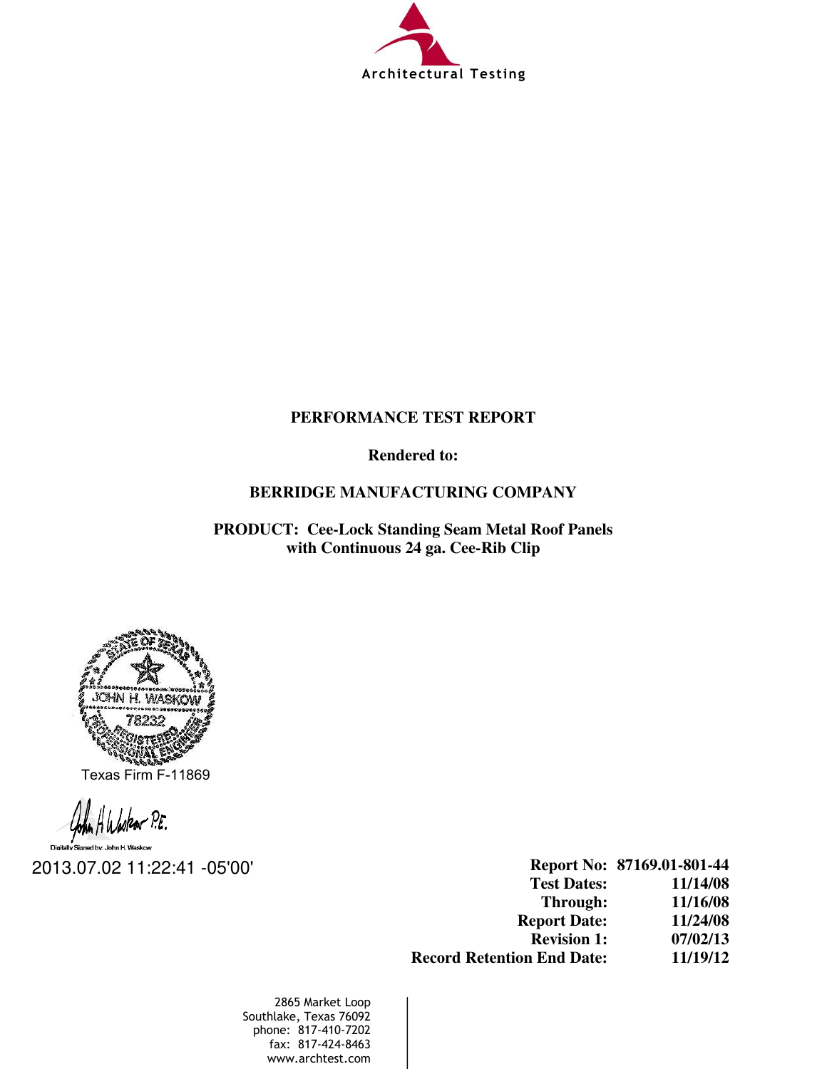Architectural Testing

**PERFORMANCE TEST REPORT**

**Rendered to:**

**BERRIDGE MANUFACTURING COMPANY**

**PRODUCT: Cee-Lock Standing Seam Metal Roof Panels with Continuous 24 ga. Cee-Rib Clip**

STATE OF TEXAS
JOHN H. WASKOW
78232
REGISTERED PROFESSIONAL ENGINEER

Texas Firm F-11869

John H Waskow P.E.

Digitally Signed by: John H. Waskow

2013.07.02 11:22:41 -05'00'

| | |
|---|---|
| **Report No:** | **87169.01-801-44** |
| **Test Dates:** | **11/14/08** |
| **Through:** | **11/16/08** |
| **Report Date:** | **11/24/08** |
| **Revision 1:** | **07/02/13** |
| **Record Retention End Date:** | **11/19/12** |

2865 Market Loop
Southlake, Texas 76092
phone: 817-410-7202
fax: 817-424-8463
www.archtest.com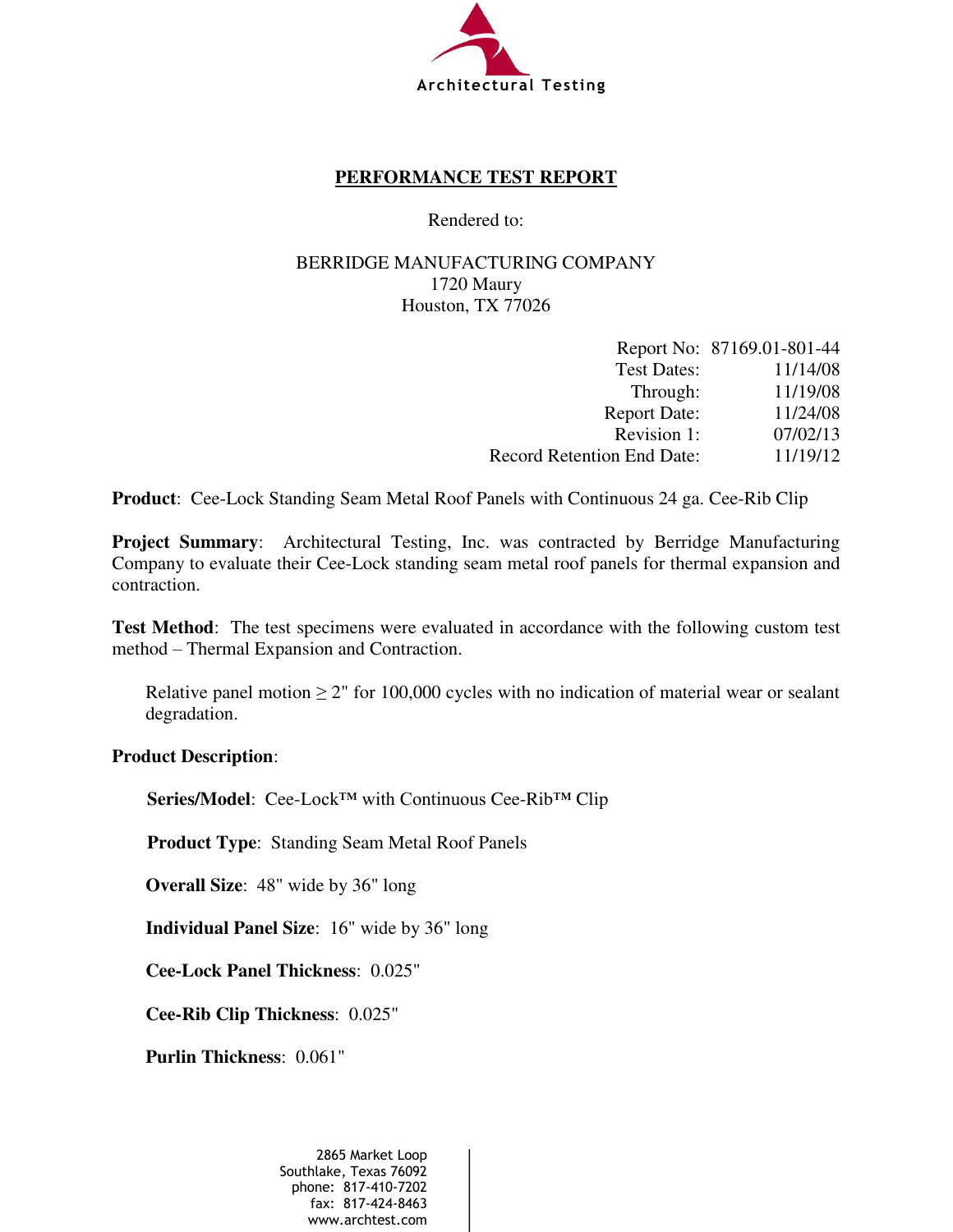Architectural Testing

## PERFORMANCE TEST REPORT

Rendered to:

BERRIDGE MANUFACTURING COMPANY
1720 Maury
Houston, TX 77026

| | |
|---|---|
| Report No: | 87169.01-801-44 |
| Test Dates: | 11/14/08 |
| Through: | 11/19/08 |
| Report Date: | 11/24/08 |
| Revision 1: | 07/02/13 |
| Record Retention End Date: | 11/19/12 |

**Product**: Cee-Lock Standing Seam Metal Roof Panels with Continuous 24 ga. Cee-Rib Clip

**Project Summary**: Architectural Testing, Inc. was contracted by Berridge Manufacturing Company to evaluate their Cee-Lock standing seam metal roof panels for thermal expansion and contraction.

**Test Method**: The test specimens were evaluated in accordance with the following custom test method – Thermal Expansion and Contraction.

> Relative panel motion ≥ 2" for 100,000 cycles with no indication of material wear or sealant degradation.

**Product Description**:

**Series/Model**: Cee-Lock™ with Continuous Cee-Rib™ Clip

**Product Type**: Standing Seam Metal Roof Panels

**Overall Size**: 48" wide by 36" long

**Individual Panel Size**: 16" wide by 36" long

**Cee-Lock Panel Thickness**: 0.025"

**Cee-Rib Clip Thickness**: 0.025"

**Purlin Thickness**: 0.061"

2865 Market Loop
Southlake, Texas 76092
phone: 817-410-7202
fax: 817-424-8463
www.archtest.com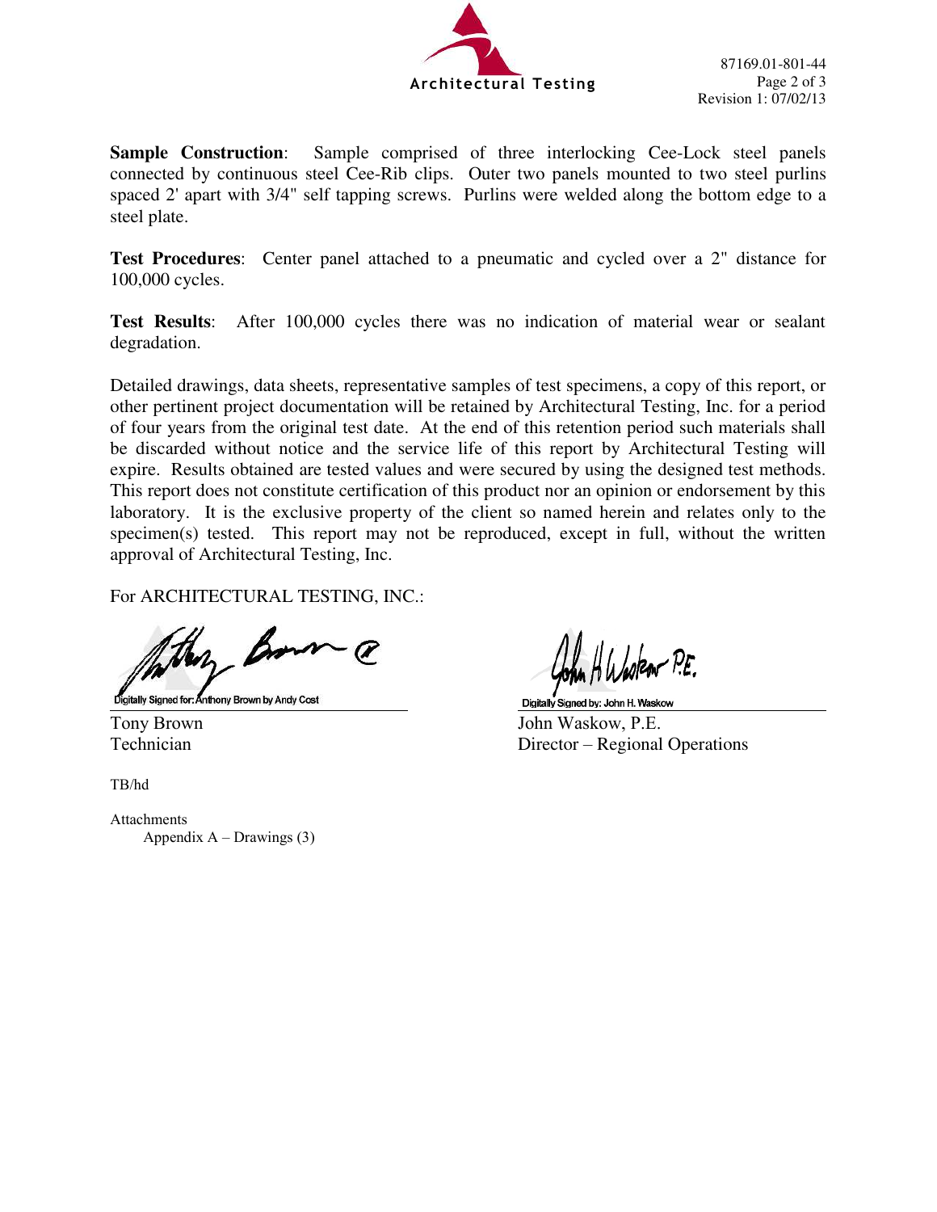**Sample Construction**: Sample comprised of three interlocking Cee-Lock steel panels connected by continuous steel Cee-Rib clips. Outer two panels mounted to two steel purlins spaced 2' apart with 3/4" self tapping screws. Purlins were welded along the bottom edge to a steel plate.

**Test Procedures**: Center panel attached to a pneumatic and cycled over a 2" distance for 100,000 cycles.

**Test Results**: After 100,000 cycles there was no indication of material wear or sealant degradation.

Detailed drawings, data sheets, representative samples of test specimens, a copy of this report, or other pertinent project documentation will be retained by Architectural Testing, Inc. for a period of four years from the original test date. At the end of this retention period such materials shall be discarded without notice and the service life of this report by Architectural Testing will expire. Results obtained are tested values and were secured by using the designed test methods. This report does not constitute certification of this product nor an opinion or endorsement by this laboratory. It is the exclusive property of the client so named herein and relates only to the specimen(s) tested. This report may not be reproduced, except in full, without the written approval of Architectural Testing, Inc.

For ARCHITECTURAL TESTING, INC.:

Digitally Signed for: Anthony Brown by Andy Cost

Tony Brown
Technician

Digitally Signed by: John H. Waskow

John Waskow, P.E.
Director – Regional Operations

TB/hd

Attachments
Appendix A – Drawings (3)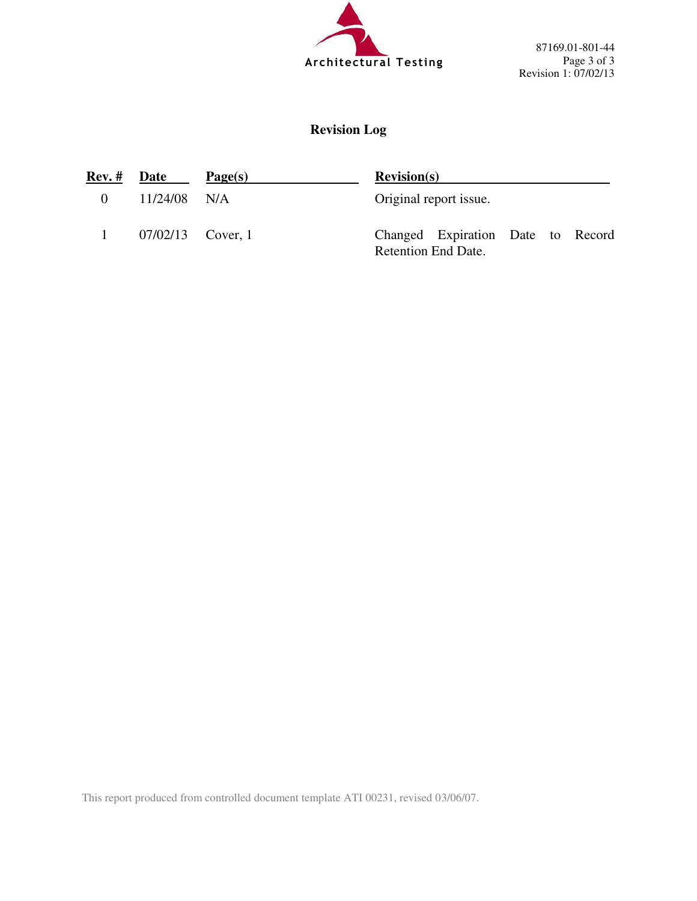# Revision Log

| Rev. # | Date | Page(s) | Revision(s) |
|---|---|---|---|
| 0 | 11/24/08 | N/A | Original report issue. |
| 1 | 07/02/13 | Cover, 1 | Changed Expiration Date to Record Retention End Date. |

This report produced from controlled document template ATI 00231, revised 03/06/07.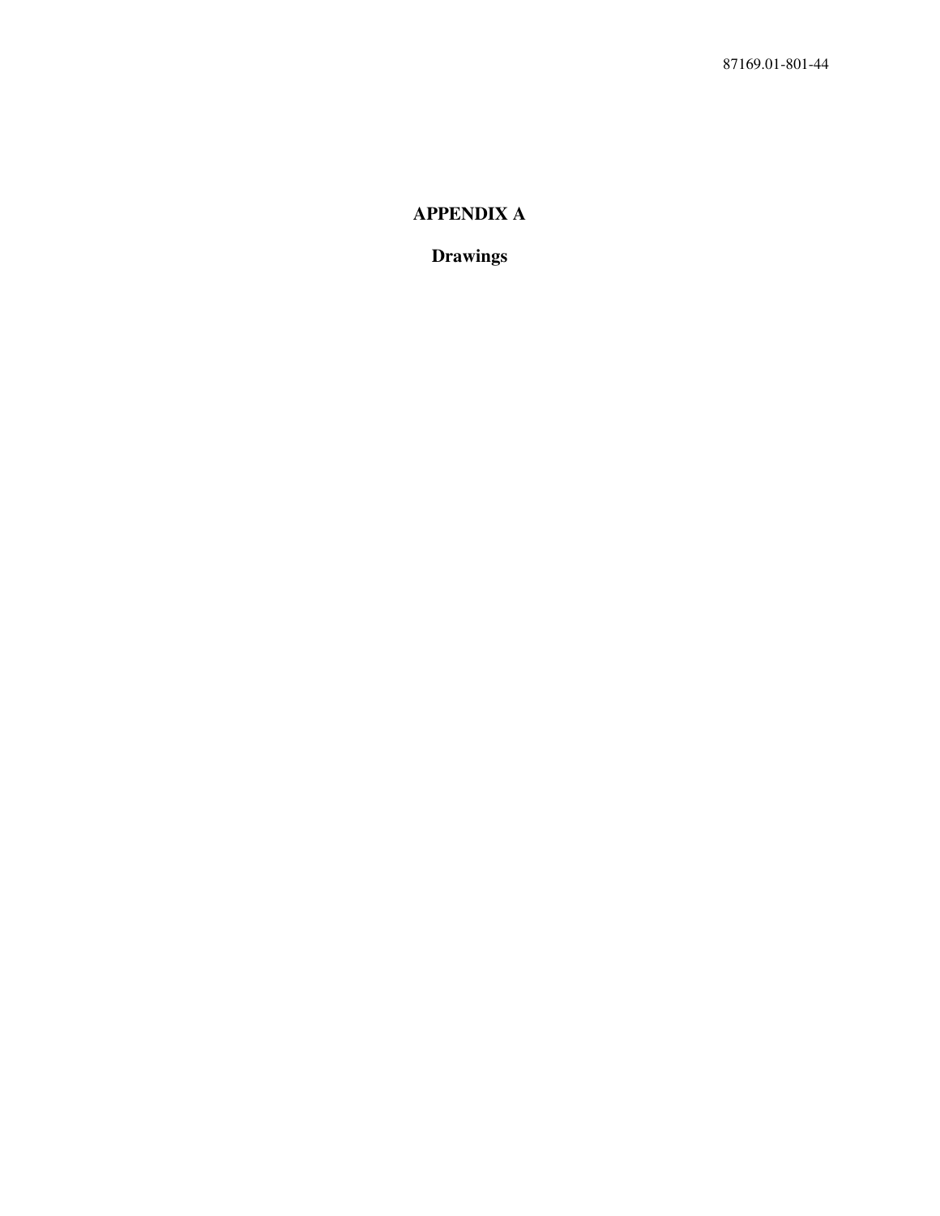# APPENDIX A

## Drawings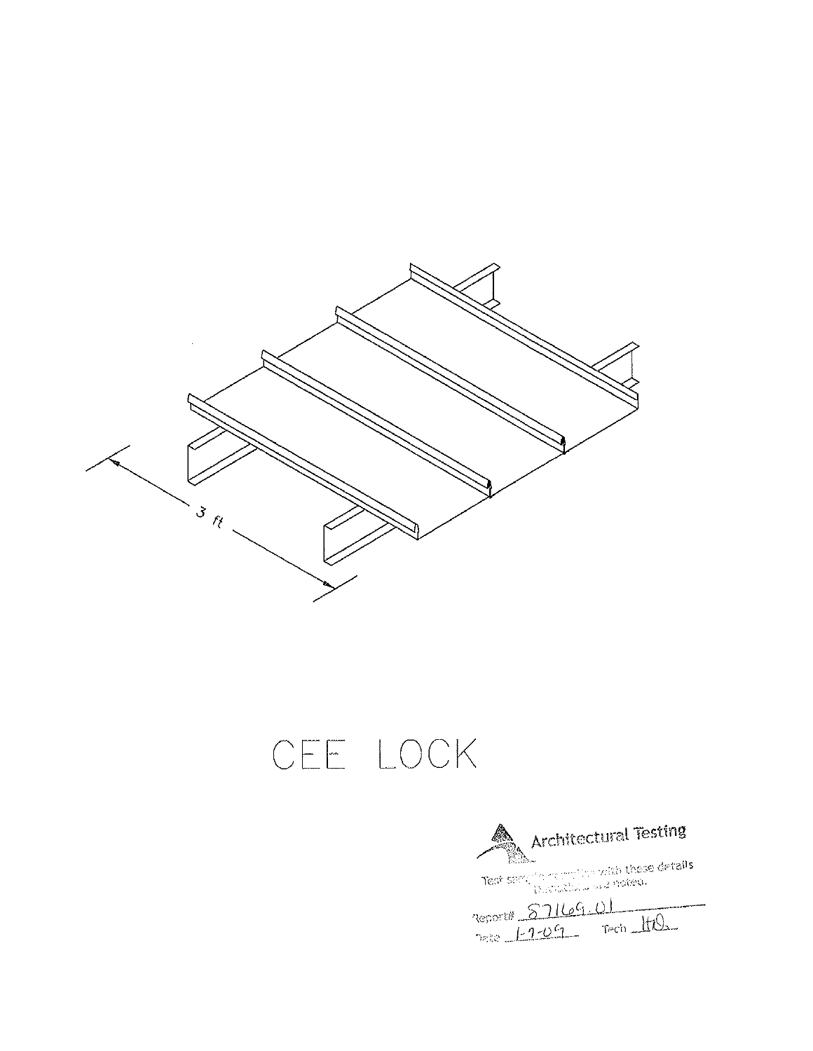3 ft

CEE LOCK

Architectural Testing

Test sample complies with these details

Report# 87169.01

Date 1-7-09 Tech HQ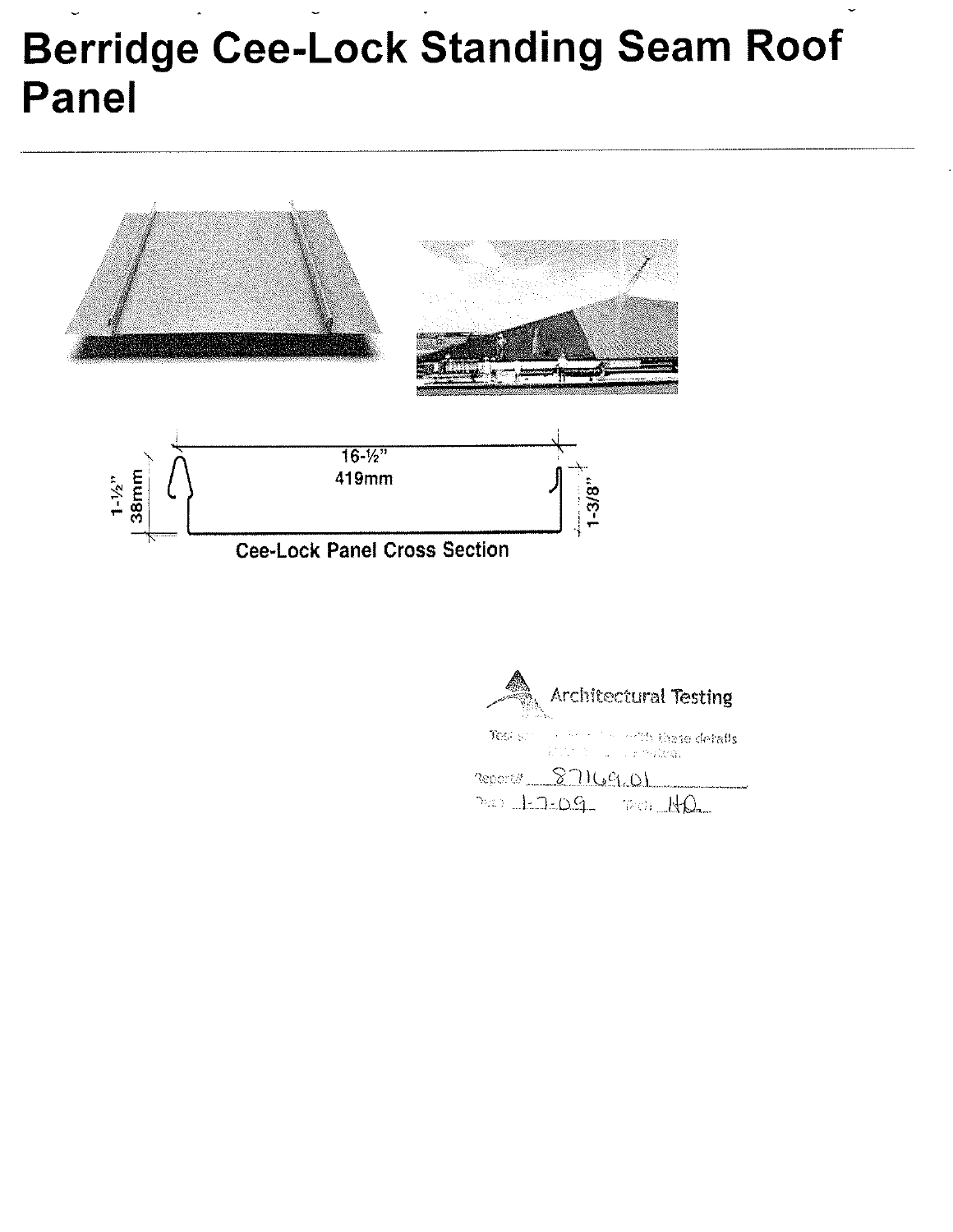# Berridge Cee-Lock Standing Seam Roof Panel

16-½"
419mm

1-½"
38mm

1-3/8"

Cee-Lock Panel Cross Section

Architectural Testing

Test s... with these details

Report# 87169.01

1-7-09 HQ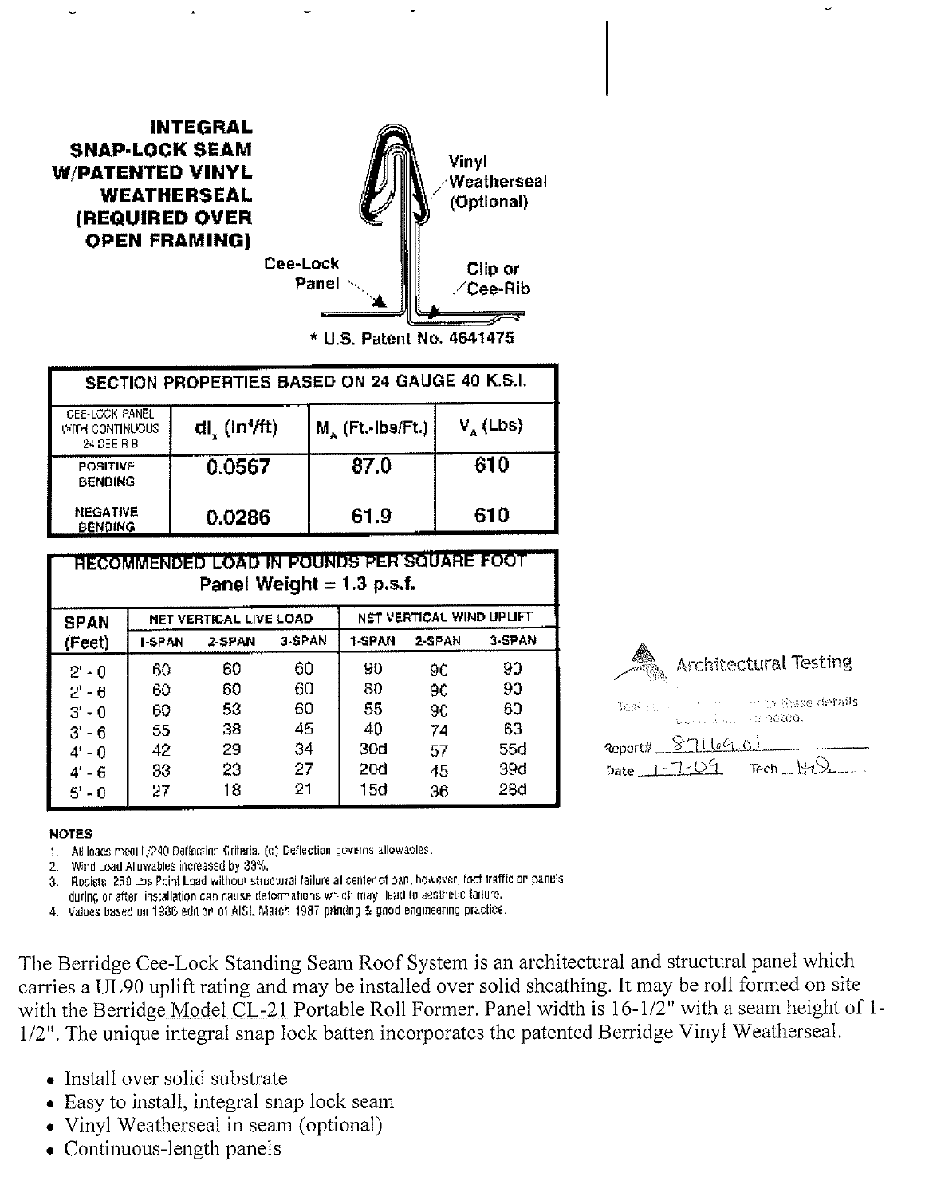**INTEGRAL SNAP-LOCK SEAM W/PATENTED VINYL WEATHERSEAL (REQUIRED OVER OPEN FRAMING)**

Vinyl Weatherseal (Optional)

Cee-Lock Panel

Clip or Cee-Rib

* U.S. Patent No. 4641475

| SECTION PROPERTIES BASED ON 24 GAUGE 40 K.S.I. | | | |
|---|---|---|---|
| CEE-LOCK PANEL WITH CONTINUOUS 24 CEE RIB | $dI_x$ ($in^4/ft$) | $M_A$ (Ft.-lbs/Ft.) | $V_A$ (Lbs) |
| POSITIVE BENDING | 0.0567 | 87.0 | 610 |
| NEGATIVE BENDING | 0.0286 | 61.9 | 610 |

**RECOMMENDED LOAD IN POUNDS PER SQUARE FOOT**
Panel Weight = 1.3 p.s.f.

| SPAN (Feet) | NET VERTICAL LIVE LOAD | | | NET VERTICAL WIND UPLIFT | | |
|---|---|---|---|---|---|---|
| | 1-SPAN | 2-SPAN | 3-SPAN | 1-SPAN | 2-SPAN | 3-SPAN |
| 2' - 0 | 60 | 60 | 60 | 90 | 90 | 90 |
| 2' - 6 | 60 | 60 | 60 | 80 | 90 | 90 |
| 3' - 0 | 60 | 53 | 60 | 55 | 90 | 60 |
| 3' - 6 | 55 | 38 | 45 | 40 | 74 | 63 |
| 4' - 0 | 42 | 29 | 34 | 30d | 57 | 55d |
| 4' - 6 | 33 | 23 | 27 | 20d | 45 | 39d |
| 5' - 0 | 27 | 18 | 21 | 15d | 36 | 28d |

Architectural Testing
Test ... these details ... noted.
Report# 87164.01
Date 1-7-09 Tech HD

**NOTES**

1. All loads meet L/240 Deflection Criteria. (d) Deflection governs allowables.
2. Wind Load Allowables increased by 33%.
3. Resists 250 Lbs Point Load without structural failure at center of span, however, foot traffic on panels during or after installation can cause deformations which may lead to aesthetic failure.
4. Values based on 1986 edition of AISI, March 1987 printing & good engineering practice.

The Berridge Cee-Lock Standing Seam Roof System is an architectural and structural panel which carries a UL90 uplift rating and may be installed over solid sheathing. It may be roll formed on site with the Berridge Model CL-21 Portable Roll Former. Panel width is 16-1/2" with a seam height of 1-1/2". The unique integral snap lock batten incorporates the patented Berridge Vinyl Weatherseal.

- Install over solid substrate
- Easy to install, integral snap lock seam
- Vinyl Weatherseal in seam (optional)
- Continuous-length panels